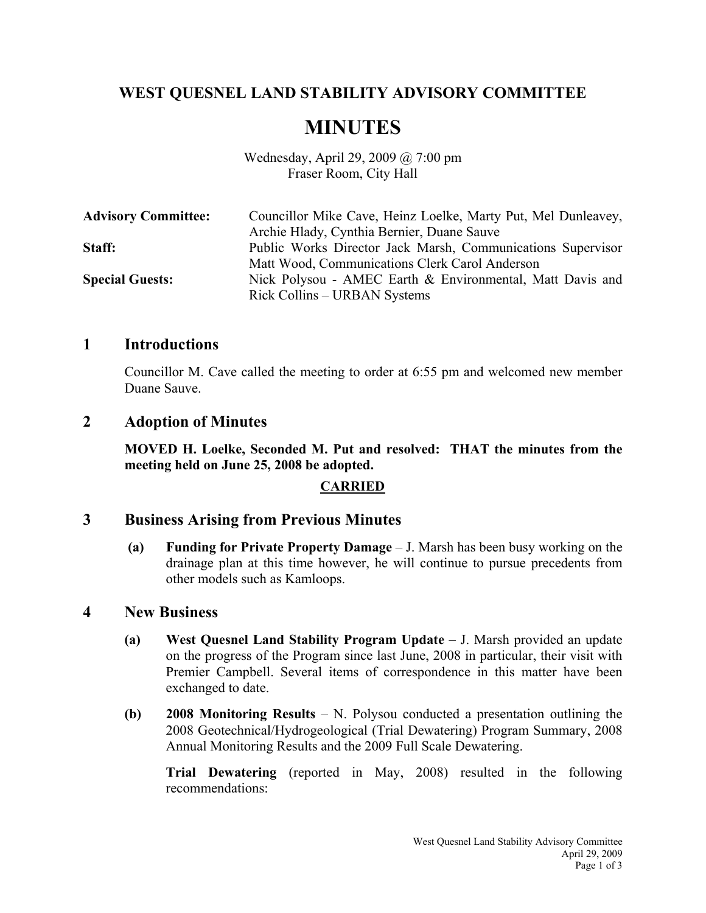# WEST QUESNEL LAND STABILITY ADVISORY COMMITTEE

## MINUTES

Wednesday, April 29, 2009 @ 7:00 pm
Fraser Room, City Hall

| | |
|---|---|
| **Advisory Committee:** | Councillor Mike Cave, Heinz Loelke, Marty Put, Mel Dunleavey, Archie Hlady, Cynthia Bernier, Duane Sauve |
| **Staff:** | Public Works Director Jack Marsh, Communications Supervisor Matt Wood, Communications Clerk Carol Anderson |
| **Special Guests:** | Nick Polysou - AMEC Earth & Environmental, Matt Davis and Rick Collins – URBAN Systems |

## 1 Introductions

Councillor M. Cave called the meeting to order at 6:55 pm and welcomed new member Duane Sauve.

## 2 Adoption of Minutes

**MOVED H. Loelke, Seconded M. Put and resolved: THAT the minutes from the meeting held on June 25, 2008 be adopted.**

**CARRIED**

## 3 Business Arising from Previous Minutes

**(a) Funding for Private Property Damage** – J. Marsh has been busy working on the drainage plan at this time however, he will continue to pursue precedents from other models such as Kamloops.

## 4 New Business

**(a) West Quesnel Land Stability Program Update** – J. Marsh provided an update on the progress of the Program since last June, 2008 in particular, their visit with Premier Campbell. Several items of correspondence in this matter have been exchanged to date.

**(b) 2008 Monitoring Results** – N. Polysou conducted a presentation outlining the 2008 Geotechnical/Hydrogeological (Trial Dewatering) Program Summary, 2008 Annual Monitoring Results and the 2009 Full Scale Dewatering.

**Trial Dewatering** (reported in May, 2008) resulted in the following recommendations: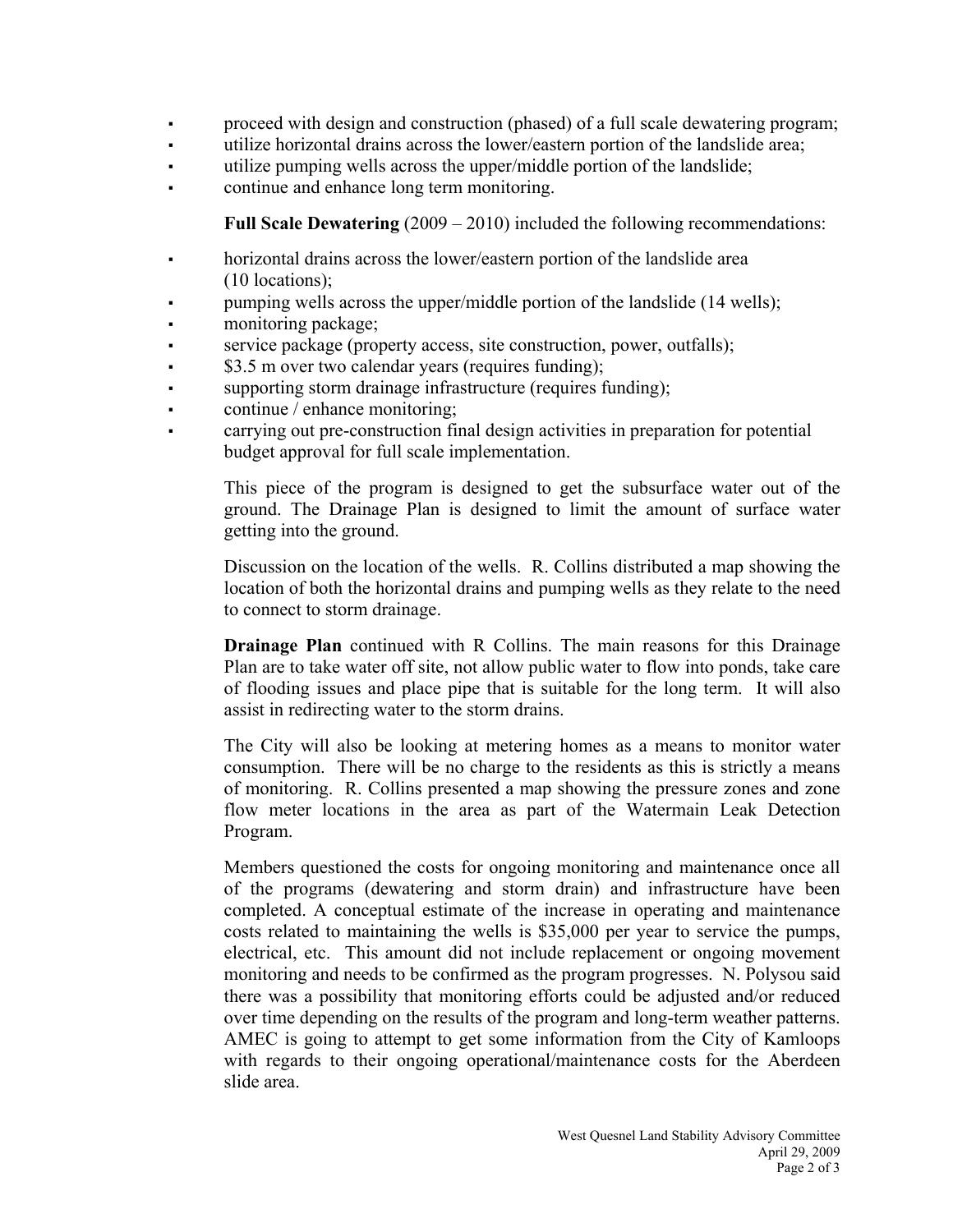- proceed with design and construction (phased) of a full scale dewatering program;
- utilize horizontal drains across the lower/eastern portion of the landslide area;
- utilize pumping wells across the upper/middle portion of the landslide;
- continue and enhance long term monitoring.

**Full Scale Dewatering** (2009 – 2010) included the following recommendations:

- horizontal drains across the lower/eastern portion of the landslide area (10 locations);
- pumping wells across the upper/middle portion of the landslide (14 wells);
- monitoring package;
- service package (property access, site construction, power, outfalls);
- $3.5 m over two calendar years (requires funding);
- supporting storm drainage infrastructure (requires funding);
- continue / enhance monitoring;
- carrying out pre-construction final design activities in preparation for potential budget approval for full scale implementation.

This piece of the program is designed to get the subsurface water out of the ground. The Drainage Plan is designed to limit the amount of surface water getting into the ground.

Discussion on the location of the wells. R. Collins distributed a map showing the location of both the horizontal drains and pumping wells as they relate to the need to connect to storm drainage.

**Drainage Plan** continued with R Collins. The main reasons for this Drainage Plan are to take water off site, not allow public water to flow into ponds, take care of flooding issues and place pipe that is suitable for the long term. It will also assist in redirecting water to the storm drains.

The City will also be looking at metering homes as a means to monitor water consumption. There will be no charge to the residents as this is strictly a means of monitoring. R. Collins presented a map showing the pressure zones and zone flow meter locations in the area as part of the Watermain Leak Detection Program.

Members questioned the costs for ongoing monitoring and maintenance once all of the programs (dewatering and storm drain) and infrastructure have been completed. A conceptual estimate of the increase in operating and maintenance costs related to maintaining the wells is $35,000 per year to service the pumps, electrical, etc. This amount did not include replacement or ongoing movement monitoring and needs to be confirmed as the program progresses. N. Polysou said there was a possibility that monitoring efforts could be adjusted and/or reduced over time depending on the results of the program and long-term weather patterns. AMEC is going to attempt to get some information from the City of Kamloops with regards to their ongoing operational/maintenance costs for the Aberdeen slide area.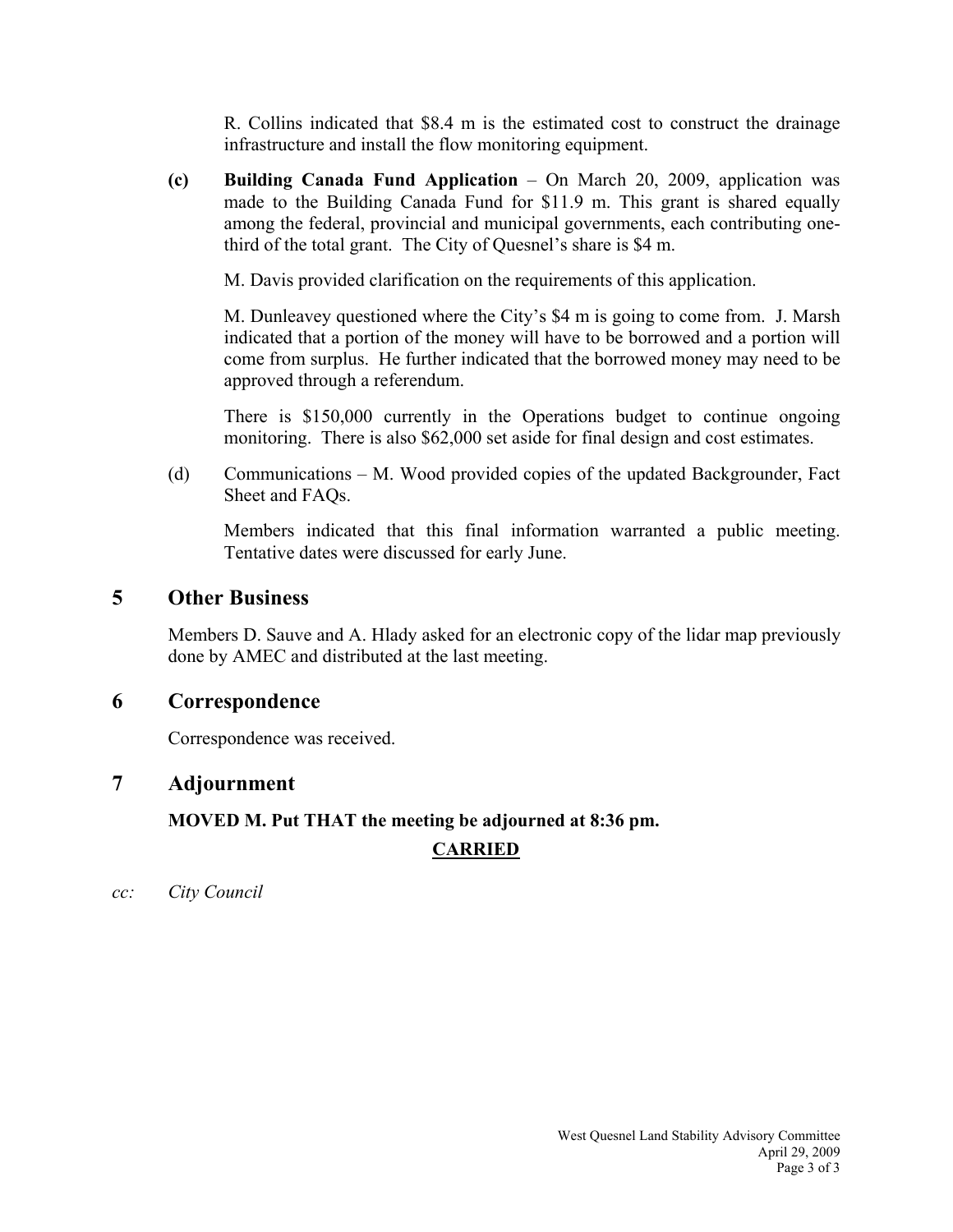R. Collins indicated that $8.4 m is the estimated cost to construct the drainage infrastructure and install the flow monitoring equipment.

**(c)** **Building Canada Fund Application** – On March 20, 2009, application was made to the Building Canada Fund for $11.9 m. This grant is shared equally among the federal, provincial and municipal governments, each contributing one-third of the total grant. The City of Quesnel's share is $4 m.

M. Davis provided clarification on the requirements of this application.

M. Dunleavey questioned where the City's $4 m is going to come from. J. Marsh indicated that a portion of the money will have to be borrowed and a portion will come from surplus. He further indicated that the borrowed money may need to be approved through a referendum.

There is $150,000 currently in the Operations budget to continue ongoing monitoring. There is also $62,000 set aside for final design and cost estimates.

(d) Communications – M. Wood provided copies of the updated Backgrounder, Fact Sheet and FAQs.

Members indicated that this final information warranted a public meeting. Tentative dates were discussed for early June.

## 5 Other Business

Members D. Sauve and A. Hlady asked for an electronic copy of the lidar map previously done by AMEC and distributed at the last meeting.

## 6 Correspondence

Correspondence was received.

## 7 Adjournment

**MOVED M. Put THAT the meeting be adjourned at 8:36 pm.**

**CARRIED**

*cc: City Council*